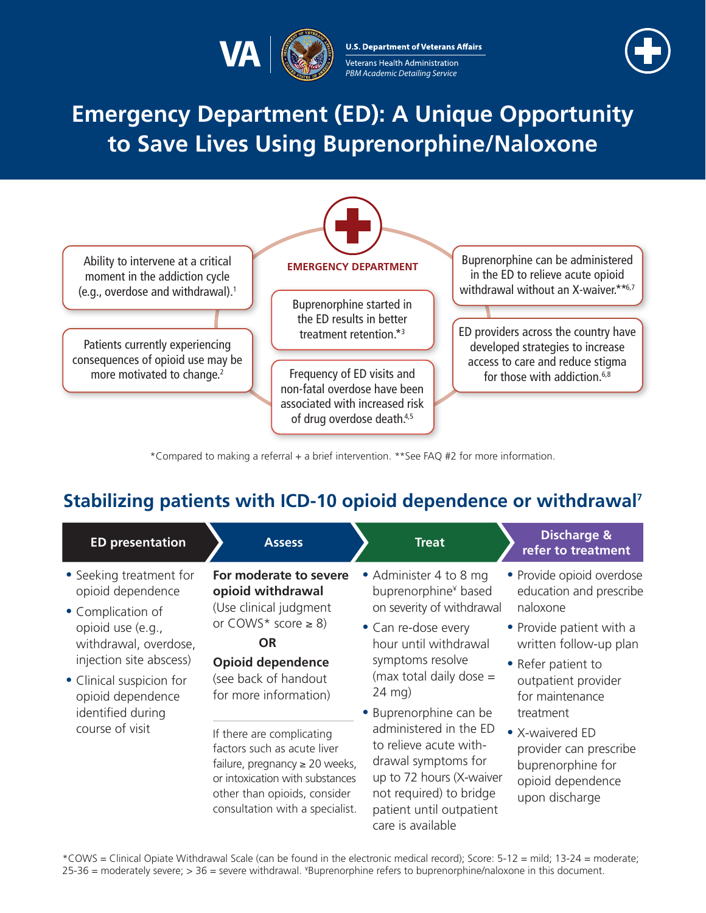U.S. Department of Veterans Affairs
Veterans Health Administration
*PBM Academic Detailing Service*

# Emergency Department (ED): A Unique Opportunity to Save Lives Using Buprenorphine/Naloxone

**EMERGENCY DEPARTMENT**

- Ability to intervene at a critical moment in the addiction cycle (e.g., overdose and withdrawal).[1]
- Patients currently experiencing consequences of opioid use may be more motivated to change.[2]
- Buprenorphine started in the ED results in better treatment retention.*[3]
- Frequency of ED visits and non-fatal overdose have been associated with increased risk of drug overdose death.[4,5]
- Buprenorphine can be administered in the ED to relieve acute opioid withdrawal without an X-waiver.**[6,7]
- ED providers across the country have developed strategies to increase access to care and reduce stigma for those with addiction.[6,8]

*Compared to making a referral + a brief intervention. **See FAQ #2 for more information.

## Stabilizing patients with ICD-10 opioid dependence or withdrawal[7]

| ED presentation | Assess | Treat | Discharge & refer to treatment |
|---|---|---|---|
| • Seeking treatment for opioid dependence<br>• Complication of opioid use (e.g., withdrawal, overdose, injection site abscess)<br>• Clinical suspicion for opioid dependence identified during course of visit | **For moderate to severe opioid withdrawal**<br>(Use clinical judgment or COWS* score ≥ 8)<br>**OR**<br>**Opioid dependence**<br>(see back of handout for more information)<br><br>If there are complicating factors such as acute liver failure, pregnancy ≥ 20 weeks, or intoxication with substances other than opioids, consider consultation with a specialist. | • Administer 4 to 8 mg buprenorphine¥ based on severity of withdrawal<br>• Can re-dose every hour until withdrawal symptoms resolve (max total daily dose = 24 mg)<br>• Buprenorphine can be administered in the ED to relieve acute withdrawal symptoms for up to 72 hours (X-waiver not required) to bridge patient until outpatient care is available | • Provide opioid overdose education and prescribe naloxone<br>• Provide patient with a written follow-up plan<br>• Refer patient to outpatient provider for maintenance treatment<br>• X-waivered ED provider can prescribe buprenorphine for opioid dependence upon discharge |

*COWS = Clinical Opiate Withdrawal Scale (can be found in the electronic medical record); Score: 5-12 = mild; 13-24 = moderate; 25-36 = moderately severe; > 36 = severe withdrawal. ¥Buprenorphine refers to buprenorphine/naloxone in this document.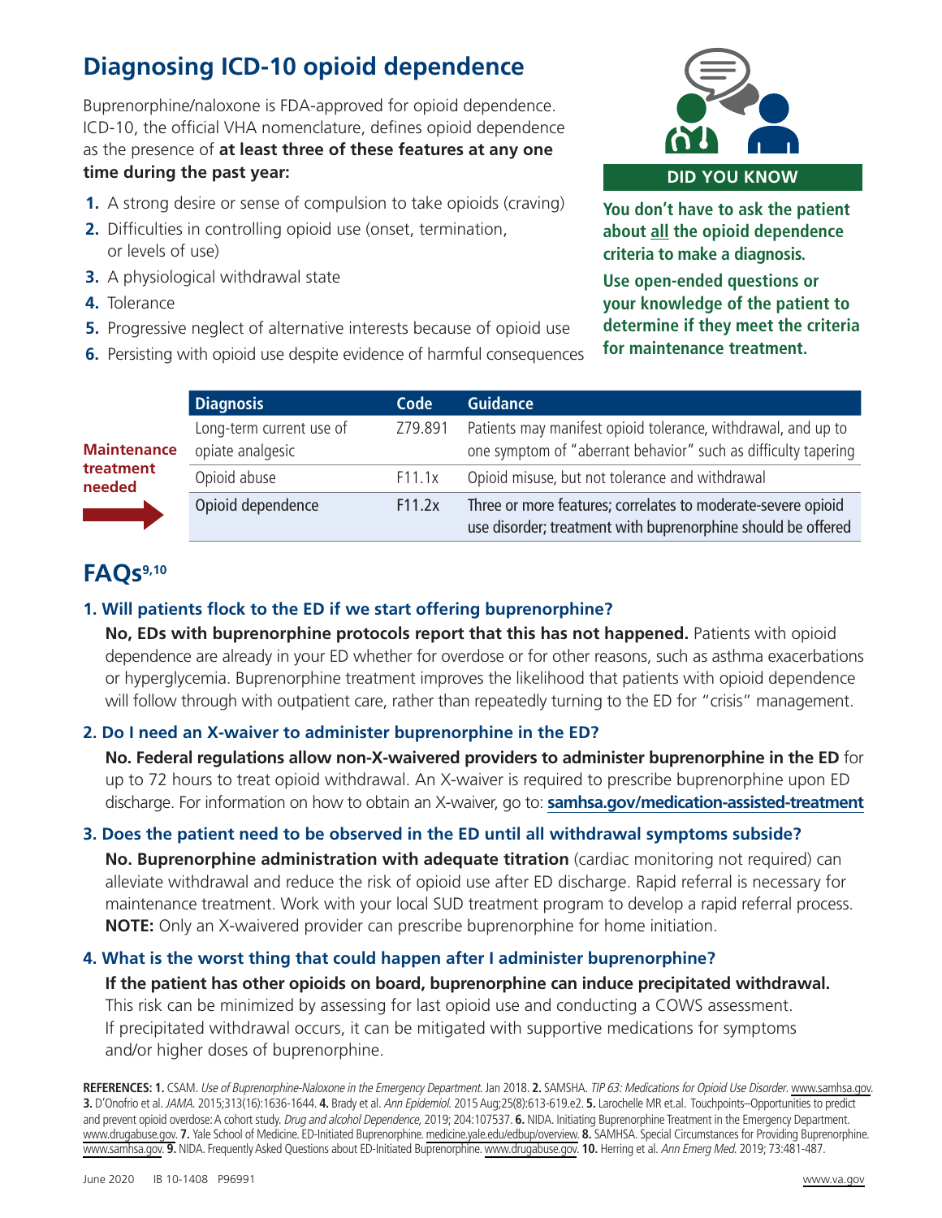# Diagnosing ICD-10 opioid dependence

Buprenorphine/naloxone is FDA-approved for opioid dependence. ICD-10, the official VHA nomenclature, defines opioid dependence as the presence of **at least three of these features at any one time during the past year:**

1. A strong desire or sense of compulsion to take opioids (craving)
2. Difficulties in controlling opioid use (onset, termination, or levels of use)
3. A physiological withdrawal state
4. Tolerance
5. Progressive neglect of alternative interests because of opioid use
6. Persisting with opioid use despite evidence of harmful consequences

**DID YOU KNOW**

**You don't have to ask the patient about all the opioid dependence criteria to make a diagnosis.**

**Use open-ended questions or your knowledge of the patient to determine if they meet the criteria for maintenance treatment.**

**Maintenance treatment needed** →

| Diagnosis | Code | Guidance |
|---|---|---|
| Long-term current use of opiate analgesic | Z79.891 | Patients may manifest opioid tolerance, withdrawal, and up to one symptom of "aberrant behavior" such as difficulty tapering |
| Opioid abuse | F11.1x | Opioid misuse, but not tolerance and withdrawal |
| Opioid dependence | F11.2x | Three or more features; correlates to moderate-severe opioid use disorder; treatment with buprenorphine should be offered |

## FAQs[9,10]

### 1. Will patients flock to the ED if we start offering buprenorphine?

**No, EDs with buprenorphine protocols report that this has not happened.** Patients with opioid dependence are already in your ED whether for overdose or for other reasons, such as asthma exacerbations or hyperglycemia. Buprenorphine treatment improves the likelihood that patients with opioid dependence will follow through with outpatient care, rather than repeatedly turning to the ED for "crisis" management.

### 2. Do I need an X-waiver to administer buprenorphine in the ED?

**No. Federal regulations allow non-X-waivered providers to administer buprenorphine in the ED** for up to 72 hours to treat opioid withdrawal. An X-waiver is required to prescribe buprenorphine upon ED discharge. For information on how to obtain an X-waiver, go to: **samhsa.gov/medication-assisted-treatment**

### 3. Does the patient need to be observed in the ED until all withdrawal symptoms subside?

**No. Buprenorphine administration with adequate titration** (cardiac monitoring not required) can alleviate withdrawal and reduce the risk of opioid use after ED discharge. Rapid referral is necessary for maintenance treatment. Work with your local SUD treatment program to develop a rapid referral process. **NOTE:** Only an X-waivered provider can prescribe buprenorphine for home initiation.

### 4. What is the worst thing that could happen after I administer buprenorphine?

**If the patient has other opioids on board, buprenorphine can induce precipitated withdrawal.** This risk can be minimized by assessing for last opioid use and conducting a COWS assessment. If precipitated withdrawal occurs, it can be mitigated with supportive medications for symptoms and/or higher doses of buprenorphine.

**REFERENCES: 1.** CSAM. *Use of Buprenorphine-Naloxone in the Emergency Department.* Jan 2018. **2.** SAMSHA. *TIP 63: Medications for Opioid Use Disorder.* www.samhsa.gov. **3.** D'Onofrio et al. *JAMA.* 2015;313(16):1636-1644. **4.** Brady et al. *Ann Epidemiol.* 2015 Aug;25(8):613-619.e2. **5.** Larochelle MR et.al. Touchpoints–Opportunities to predict and prevent opioid overdose: A cohort study. *Drug and alcohol Dependence,* 2019; 204:107537. **6.** NIDA. Initiating Buprenorphine Treatment in the Emergency Department. www.drugabuse.gov. **7.** Yale School of Medicine. ED-Initiated Buprenorphine. medicine.yale.edu/edbup/overview. **8.** SAMHSA. Special Circumstances for Providing Buprenorphine. www.samhsa.gov. **9.** NIDA. Frequently Asked Questions about ED-Initiated Buprenorphine. www.drugabuse.gov. **10.** Herring et al. *Ann Emerg Med.* 2019; 73:481-487.

June 2020 IB 10-1408 P96991 www.va.gov